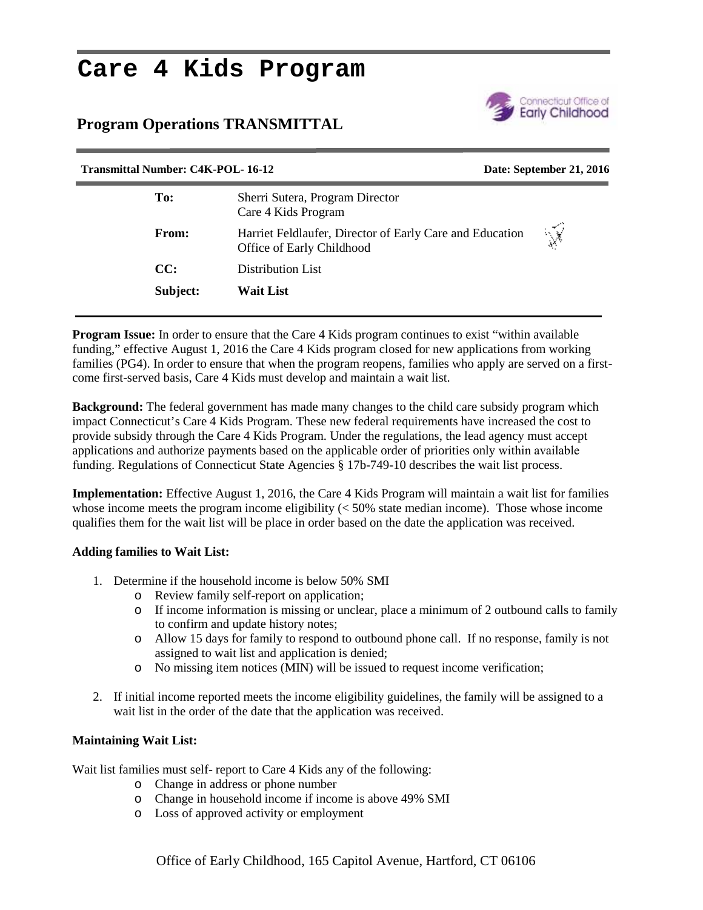# Care 4 Kids Program

## Program Operations TRANSMITTAL

**Transmittal Number: C4K-POL- 16-12** **Date: September 21, 2016**

| | |
|---|---|
| **To:** | Sherri Sutera, Program Director<br>Care 4 Kids Program |
| **From:** | Harriet Feldlaufer, Director of Early Care and Education<br>Office of Early Childhood |
| **CC:** | Distribution List |
| **Subject:** | **Wait List** |

**Program Issue:** In order to ensure that the Care 4 Kids program continues to exist "within available funding," effective August 1, 2016 the Care 4 Kids program closed for new applications from working families (PG4). In order to ensure that when the program reopens, families who apply are served on a first-come first-served basis, Care 4 Kids must develop and maintain a wait list.

**Background:** The federal government has made many changes to the child care subsidy program which impact Connecticut's Care 4 Kids Program. These new federal requirements have increased the cost to provide subsidy through the Care 4 Kids Program. Under the regulations, the lead agency must accept applications and authorize payments based on the applicable order of priorities only within available funding. Regulations of Connecticut State Agencies § 17b-749-10 describes the wait list process.

**Implementation:** Effective August 1, 2016, the Care 4 Kids Program will maintain a wait list for families whose income meets the program income eligibility (< 50% state median income). Those whose income qualifies them for the wait list will be place in order based on the date the application was received.

**Adding families to Wait List:**

1. Determine if the household income is below 50% SMI
   - Review family self-report on application;
   - If income information is missing or unclear, place a minimum of 2 outbound calls to family to confirm and update history notes;
   - Allow 15 days for family to respond to outbound phone call. If no response, family is not assigned to wait list and application is denied;
   - No missing item notices (MIN) will be issued to request income verification;
2. If initial income reported meets the income eligibility guidelines, the family will be assigned to a wait list in the order of the date that the application was received.

**Maintaining Wait List:**

Wait list families must self- report to Care 4 Kids any of the following:

- Change in address or phone number
- Change in household income if income is above 49% SMI
- Loss of approved activity or employment

Office of Early Childhood, 165 Capitol Avenue, Hartford, CT 06106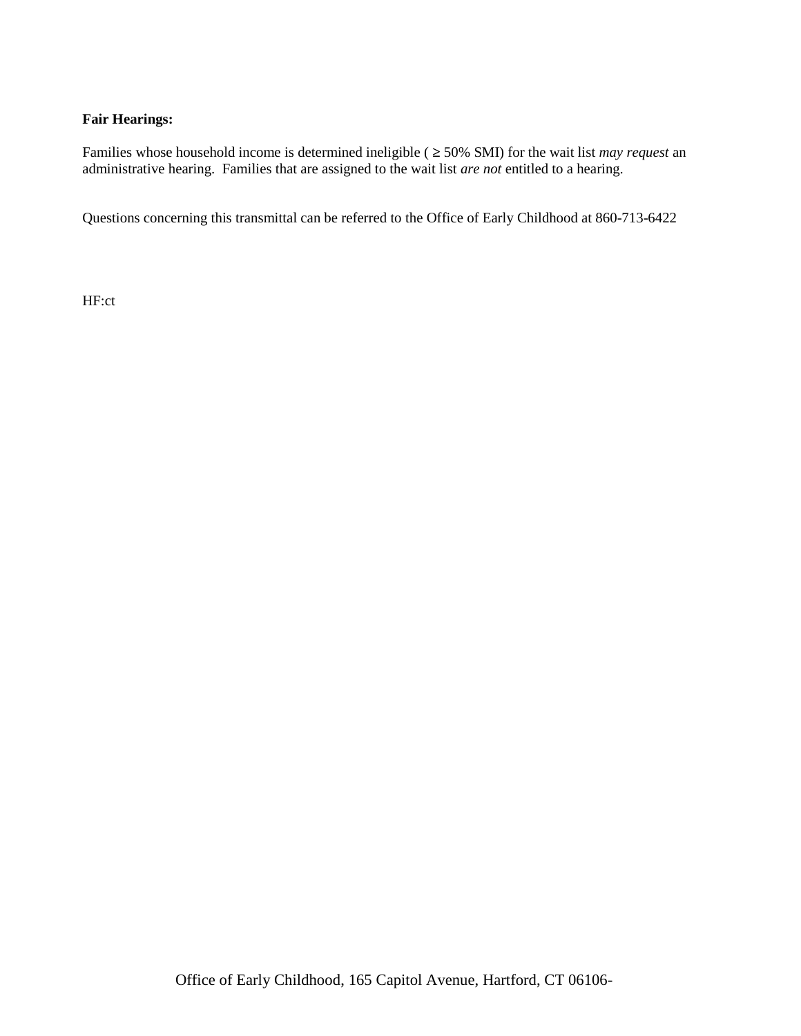**Fair Hearings:**

Families whose household income is determined ineligible ( ≥ 50% SMI) for the wait list *may request* an administrative hearing. Families that are assigned to the wait list *are not* entitled to a hearing.

Questions concerning this transmittal can be referred to the Office of Early Childhood at 860-713-6422

HF:ct